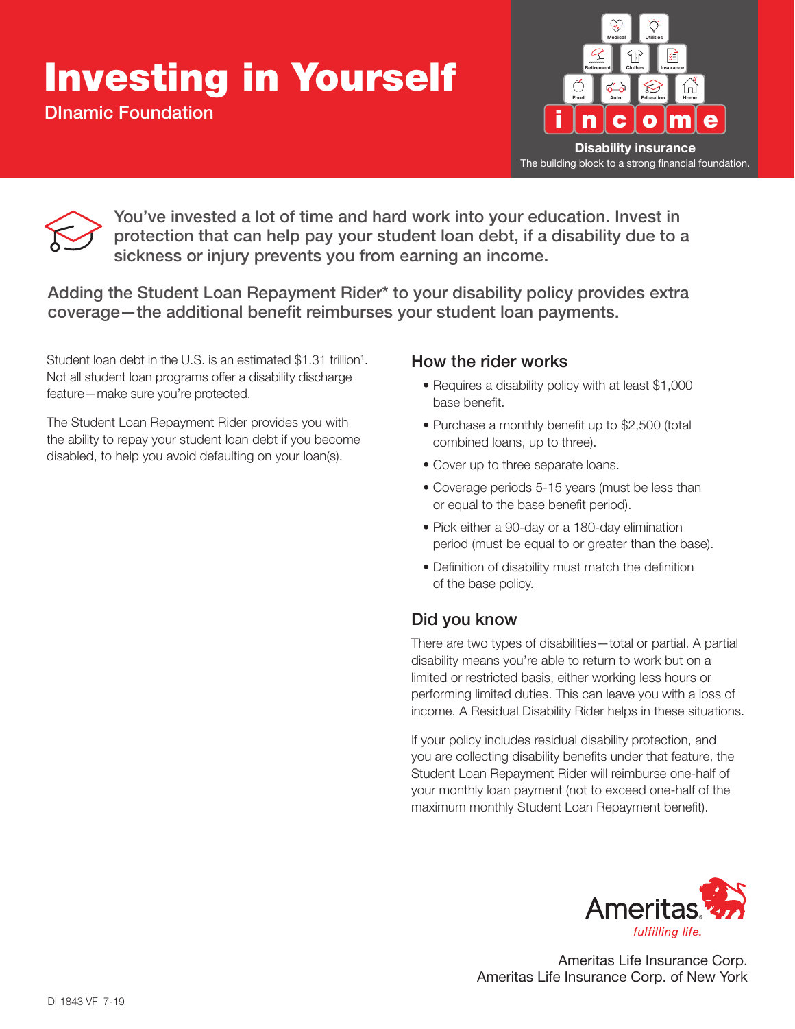# Investing in Yourself

DInamic Foundation

Medical · Utilities · Retirement · Clothes · Insurance · Food · Auto · Education · Home

**income**

**Disability insurance**

The building block to a strong financial foundation.

You've invested a lot of time and hard work into your education. Invest in protection that can help pay your student loan debt, if a disability due to a sickness or injury prevents you from earning an income.

Adding the Student Loan Repayment Rider* to your disability policy provides extra coverage—the additional benefit reimburses your student loan payments.

Student loan debt in the U.S. is an estimated $1.31 trillion[1]. Not all student loan programs offer a disability discharge feature—make sure you're protected.

The Student Loan Repayment Rider provides you with the ability to repay your student loan debt if you become disabled, to help you avoid defaulting on your loan(s).

## How the rider works

- Requires a disability policy with at least $1,000 base benefit.
- Purchase a monthly benefit up to $2,500 (total combined loans, up to three).
- Cover up to three separate loans.
- Coverage periods 5-15 years (must be less than or equal to the base benefit period).
- Pick either a 90-day or a 180-day elimination period (must be equal to or greater than the base).
- Definition of disability must match the definition of the base policy.

## Did you know

There are two types of disabilities—total or partial. A partial disability means you're able to return to work but on a limited or restricted basis, either working less hours or performing limited duties. This can leave you with a loss of income. A Residual Disability Rider helps in these situations.

If your policy includes residual disability protection, and you are collecting disability benefits under that feature, the Student Loan Repayment Rider will reimburse one-half of your monthly loan payment (not to exceed one-half of the maximum monthly Student Loan Repayment benefit).

Ameritas
*fulfilling life.*

Ameritas Life Insurance Corp.
Ameritas Life Insurance Corp. of New York

DI 1843 VF 7-19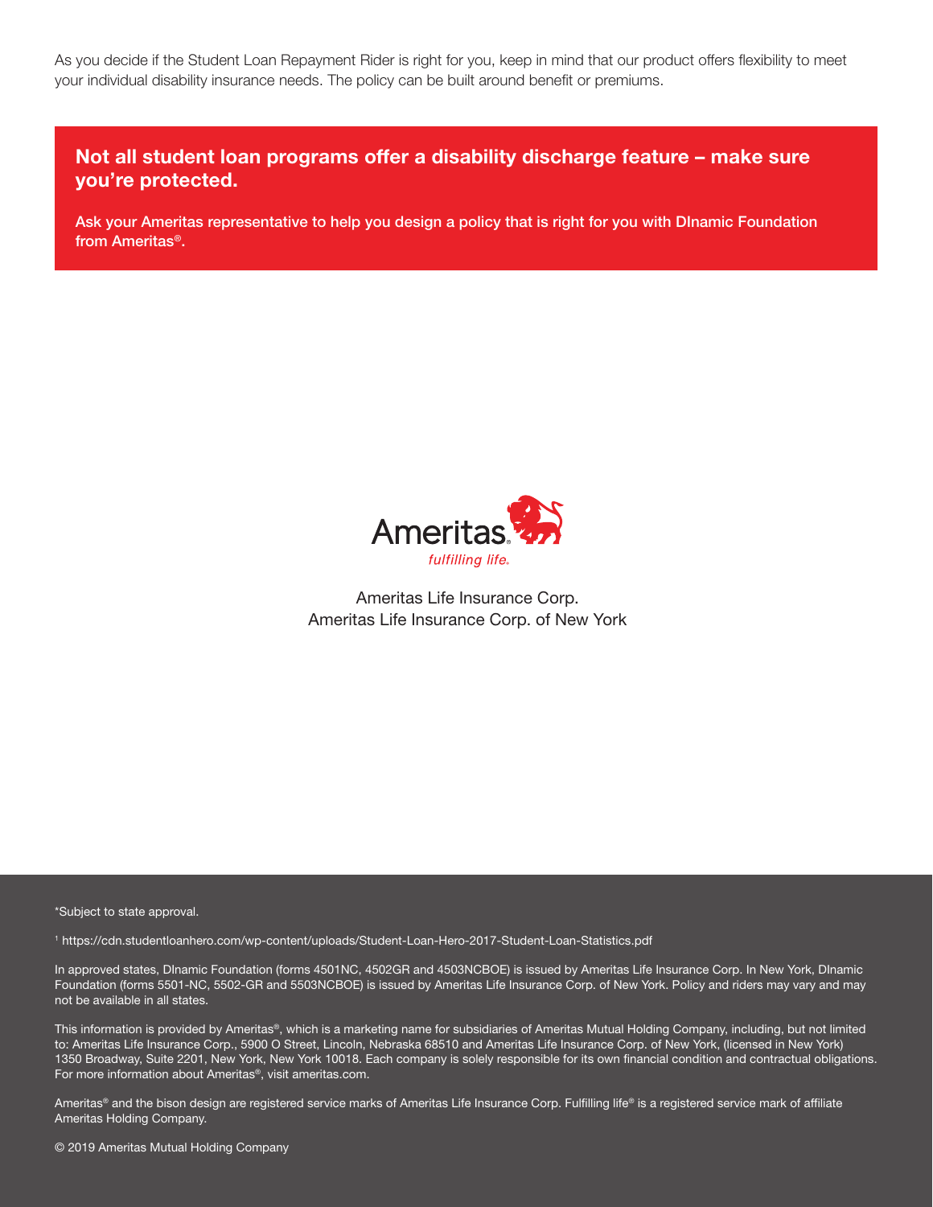As you decide if the Student Loan Repayment Rider is right for you, keep in mind that our product offers flexibility to meet your individual disability insurance needs. The policy can be built around benefit or premiums.

## Not all student loan programs offer a disability discharge feature – make sure you're protected.

**Ask your Ameritas representative to help you design a policy that is right for you with DInamic Foundation from Ameritas®.**

Ameritas Life Insurance Corp.
Ameritas Life Insurance Corp. of New York

*Subject to state approval.

[1] https://cdn.studentloanhero.com/wp-content/uploads/Student-Loan-Hero-2017-Student-Loan-Statistics.pdf

In approved states, DInamic Foundation (forms 4501NC, 4502GR and 4503NCBOE) is issued by Ameritas Life Insurance Corp. In New York, DInamic Foundation (forms 5501-NC, 5502-GR and 5503NCBOE) is issued by Ameritas Life Insurance Corp. of New York. Policy and riders may vary and may not be available in all states.

This information is provided by Ameritas®, which is a marketing name for subsidiaries of Ameritas Mutual Holding Company, including, but not limited to: Ameritas Life Insurance Corp., 5900 O Street, Lincoln, Nebraska 68510 and Ameritas Life Insurance Corp. of New York, (licensed in New York) 1350 Broadway, Suite 2201, New York, New York 10018. Each company is solely responsible for its own financial condition and contractual obligations. For more information about Ameritas®, visit ameritas.com.

Ameritas® and the bison design are registered service marks of Ameritas Life Insurance Corp. Fulfilling life® is a registered service mark of affiliate Ameritas Holding Company.

© 2019 Ameritas Mutual Holding Company